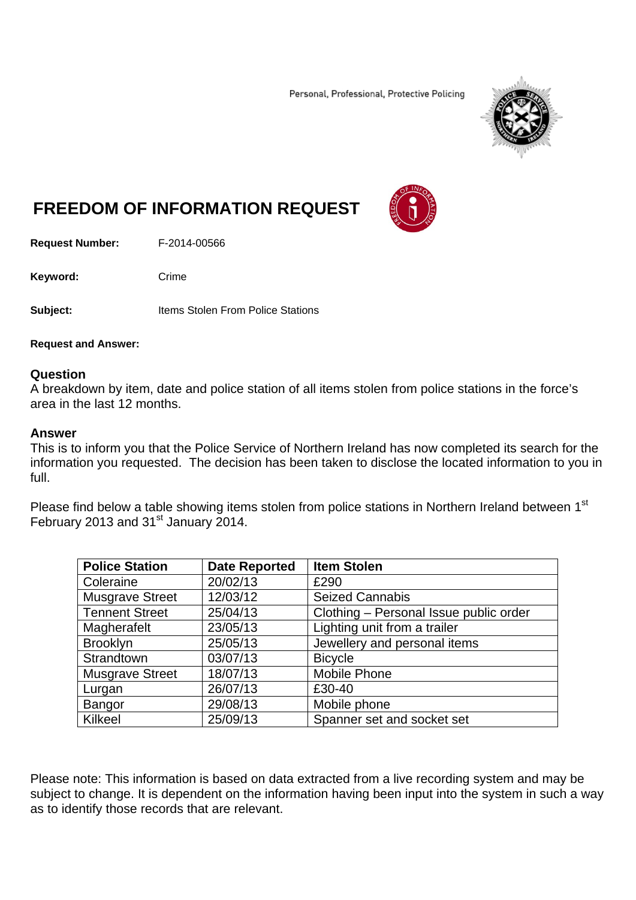Personal, Professional, Protective Policing

# FREEDOM OF INFORMATION REQUEST

**Request Number:** F-2014-00566

**Keyword:** Crime

**Subject:** Items Stolen From Police Stations

**Request and Answer:**

## Question

A breakdown by item, date and police station of all items stolen from police stations in the force's area in the last 12 months.

## Answer

This is to inform you that the Police Service of Northern Ireland has now completed its search for the information you requested. The decision has been taken to disclose the located information to you in full.

Please find below a table showing items stolen from police stations in Northern Ireland between 1st February 2013 and 31st January 2014.

| Police Station | Date Reported | Item Stolen |
|---|---|---|
| Coleraine | 20/02/13 | £290 |
| Musgrave Street | 12/03/12 | Seized Cannabis |
| Tennent Street | 25/04/13 | Clothing – Personal Issue public order |
| Magherafelt | 23/05/13 | Lighting unit from a trailer |
| Brooklyn | 25/05/13 | Jewellery and personal items |
| Strandtown | 03/07/13 | Bicycle |
| Musgrave Street | 18/07/13 | Mobile Phone |
| Lurgan | 26/07/13 | £30-40 |
| Bangor | 29/08/13 | Mobile phone |
| Kilkeel | 25/09/13 | Spanner set and socket set |

Please note: This information is based on data extracted from a live recording system and may be subject to change. It is dependent on the information having been input into the system in such a way as to identify those records that are relevant.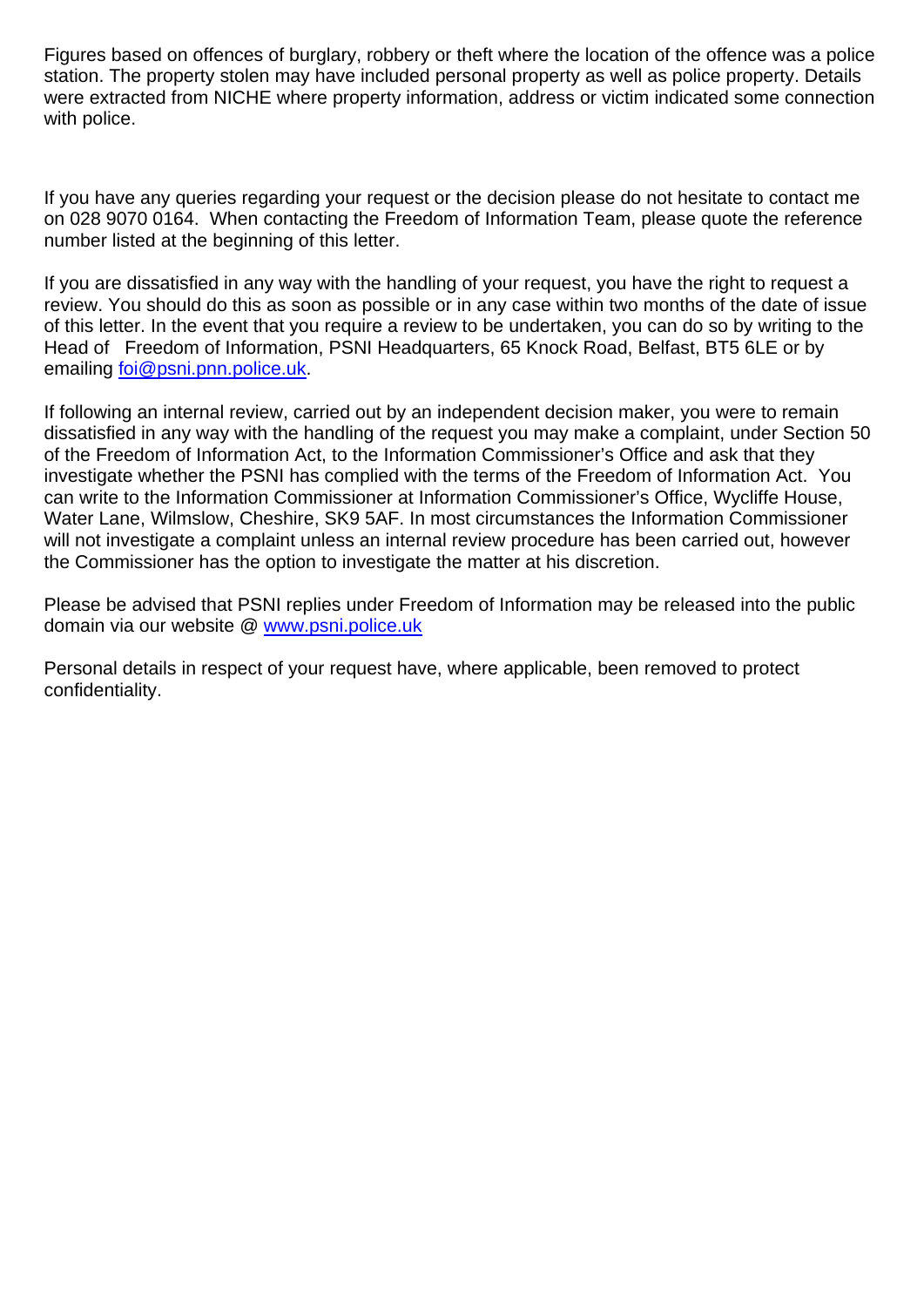Figures based on offences of burglary, robbery or theft where the location of the offence was a police station. The property stolen may have included personal property as well as police property. Details were extracted from NICHE where property information, address or victim indicated some connection with police.

If you have any queries regarding your request or the decision please do not hesitate to contact me on 028 9070 0164. When contacting the Freedom of Information Team, please quote the reference number listed at the beginning of this letter.

If you are dissatisfied in any way with the handling of your request, you have the right to request a review. You should do this as soon as possible or in any case within two months of the date of issue of this letter. In the event that you require a review to be undertaken, you can do so by writing to the Head of Freedom of Information, PSNI Headquarters, 65 Knock Road, Belfast, BT5 6LE or by emailing foi@psni.pnn.police.uk.

If following an internal review, carried out by an independent decision maker, you were to remain dissatisfied in any way with the handling of the request you may make a complaint, under Section 50 of the Freedom of Information Act, to the Information Commissioner's Office and ask that they investigate whether the PSNI has complied with the terms of the Freedom of Information Act. You can write to the Information Commissioner at Information Commissioner's Office, Wycliffe House, Water Lane, Wilmslow, Cheshire, SK9 5AF. In most circumstances the Information Commissioner will not investigate a complaint unless an internal review procedure has been carried out, however the Commissioner has the option to investigate the matter at his discretion.

Please be advised that PSNI replies under Freedom of Information may be released into the public domain via our website @ www.psni.police.uk

Personal details in respect of your request have, where applicable, been removed to protect confidentiality.